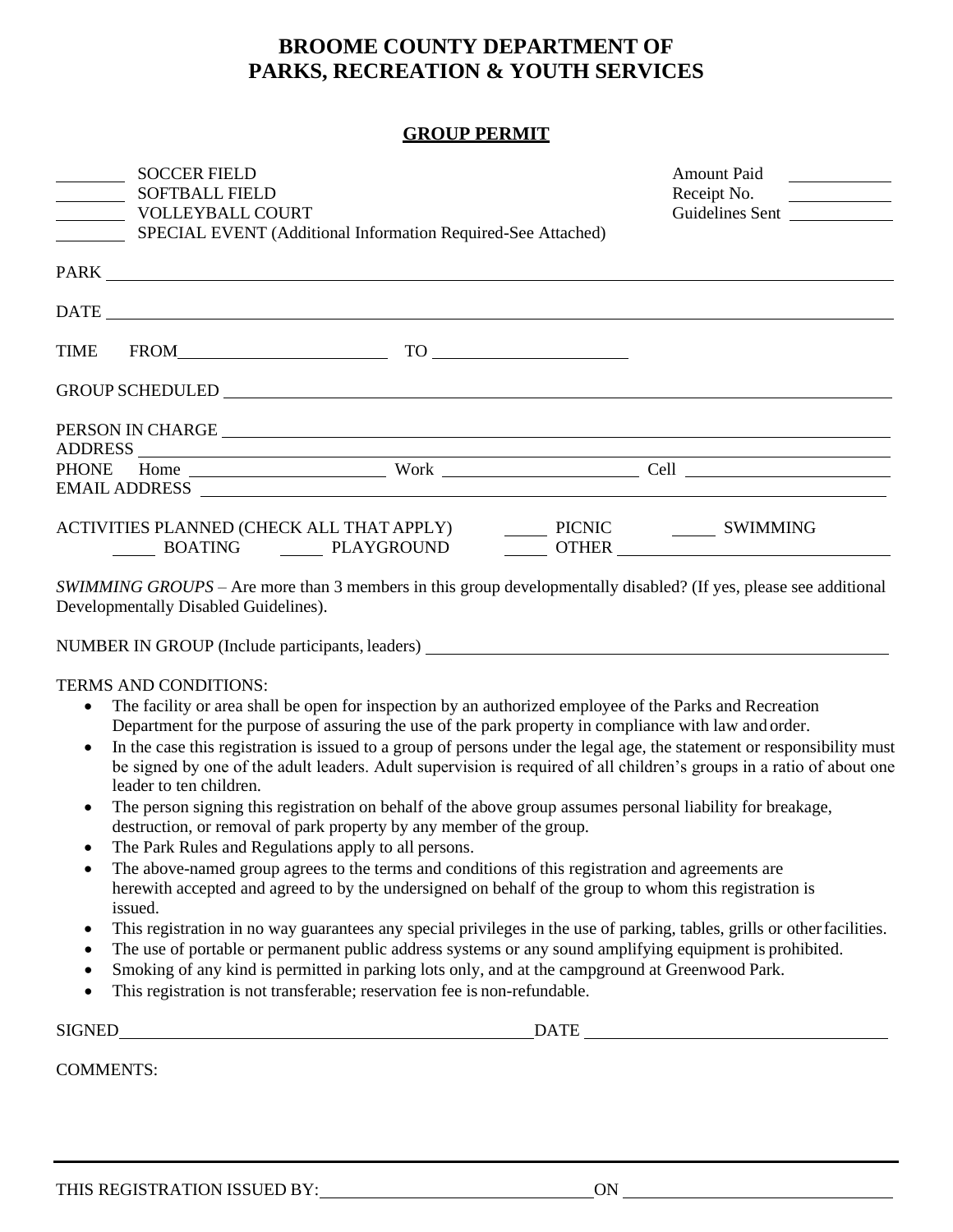# BROOME COUNTY DEPARTMENT OF PARKS, RECREATION & YOUTH SERVICES

## GROUP PERMIT

_______ SOCCER FIELD
_______ SOFTBALL FIELD
_______ VOLLEYBALL COURT
_______ SPECIAL EVENT (Additional Information Required-See Attached)

Amount Paid _______
Receipt No. _______
Guidelines Sent _______

PARK _______________________________________________

DATE _______________________________________________

TIME FROM _______________ TO _______________

GROUP SCHEDULED _______________________________________________

PERSON IN CHARGE _______________________________________________
ADDRESS _______________________________________________
PHONE Home _______________ Work _______________ Cell _______________
EMAIL ADDRESS _______________________________________________

ACTIVITIES PLANNED (CHECK ALL THAT APPLY) _____ PICNIC _____ SWIMMING
_____ BOATING _____ PLAYGROUND _____ OTHER _______________

*SWIMMING GROUPS* – Are more than 3 members in this group developmentally disabled? (If yes, please see additional Developmentally Disabled Guidelines).

NUMBER IN GROUP (Include participants, leaders) _______________________________________________

TERMS AND CONDITIONS:

- The facility or area shall be open for inspection by an authorized employee of the Parks and Recreation Department for the purpose of assuring the use of the park property in compliance with law and order.
- In the case this registration is issued to a group of persons under the legal age, the statement or responsibility must be signed by one of the adult leaders. Adult supervision is required of all children's groups in a ratio of about one leader to ten children.
- The person signing this registration on behalf of the above group assumes personal liability for breakage, destruction, or removal of park property by any member of the group.
- The Park Rules and Regulations apply to all persons.
- The above-named group agrees to the terms and conditions of this registration and agreements are herewith accepted and agreed to by the undersigned on behalf of the group to whom this registration is issued.
- This registration in no way guarantees any special privileges in the use of parking, tables, grills or other facilities.
- The use of portable or permanent public address systems or any sound amplifying equipment is prohibited.
- Smoking of any kind is permitted in parking lots only, and at the campground at Greenwood Park.
- This registration is not transferable; reservation fee is non-refundable.

SIGNED _______________________________ DATE _______________________________

COMMENTS:

---

THIS REGISTRATION ISSUED BY: _______________________________ ON _______________________________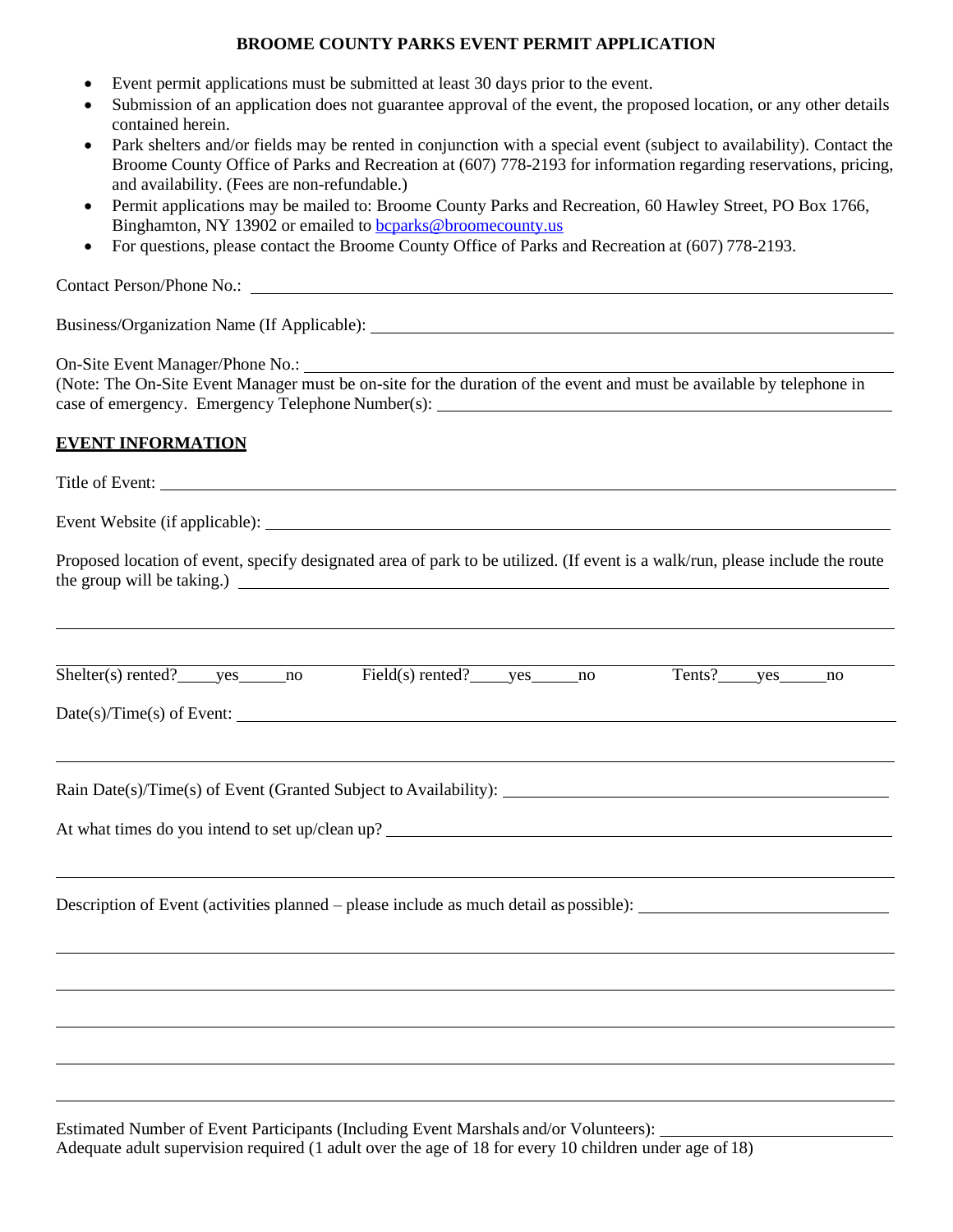**BROOME COUNTY PARKS EVENT PERMIT APPLICATION**

- Event permit applications must be submitted at least 30 days prior to the event.
- Submission of an application does not guarantee approval of the event, the proposed location, or any other details contained herein.
- Park shelters and/or fields may be rented in conjunction with a special event (subject to availability). Contact the Broome County Office of Parks and Recreation at (607) 778-2193 for information regarding reservations, pricing, and availability. (Fees are non-refundable.)
- Permit applications may be mailed to: Broome County Parks and Recreation, 60 Hawley Street, PO Box 1766, Binghamton, NY 13902 or emailed to bcparks@broomecounty.us
- For questions, please contact the Broome County Office of Parks and Recreation at (607) 778-2193.

Contact Person/Phone No.: ______________________________

Business/Organization Name (If Applicable): ______________________________

On-Site Event Manager/Phone No.: ______________________________
(Note: The On-Site Event Manager must be on-site for the duration of the event and must be available by telephone in case of emergency. Emergency Telephone Number(s): ______________________________

**EVENT INFORMATION**

Title of Event: ______________________________

Event Website (if applicable): ______________________________

Proposed location of event, specify designated area of park to be utilized. (If event is a walk/run, please include the route the group will be taking.) ______________________________

______________________________

______________________________

Shelter(s) rented? ____yes ____no Field(s) rented? ____yes ____no Tents? ____yes ____no

Date(s)/Time(s) of Event: ______________________________

______________________________

Rain Date(s)/Time(s) of Event (Granted Subject to Availability): ______________________________

At what times do you intend to set up/clean up? ______________________________

______________________________

Description of Event (activities planned – please include as much detail as possible): ______________________________

______________________________

______________________________

______________________________

______________________________

______________________________

Estimated Number of Event Participants (Including Event Marshals and/or Volunteers): ______________________________
Adequate adult supervision required (1 adult over the age of 18 for every 10 children under age of 18)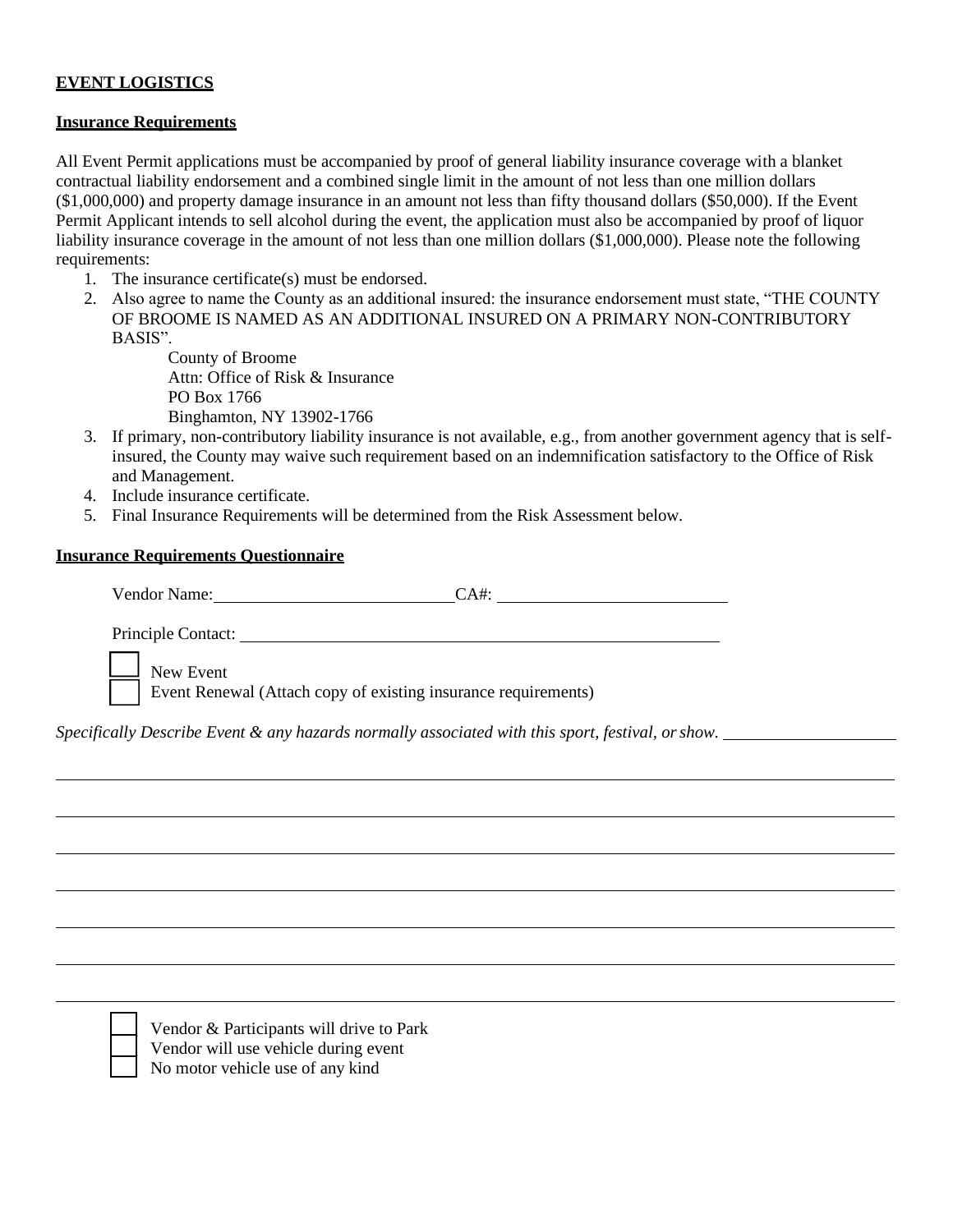**EVENT LOGISTICS**

**Insurance Requirements**

All Event Permit applications must be accompanied by proof of general liability insurance coverage with a blanket contractual liability endorsement and a combined single limit in the amount of not less than one million dollars ($1,000,000) and property damage insurance in an amount not less than fifty thousand dollars ($50,000). If the Event Permit Applicant intends to sell alcohol during the event, the application must also be accompanied by proof of liquor liability insurance coverage in the amount of not less than one million dollars ($1,000,000). Please note the following requirements:

1. The insurance certificate(s) must be endorsed.
2. Also agree to name the County as an additional insured: the insurance endorsement must state, "THE COUNTY OF BROOME IS NAMED AS AN ADDITIONAL INSURED ON A PRIMARY NON-CONTRIBUTORY BASIS".

   County of Broome
   Attn: Office of Risk & Insurance
   PO Box 1766
   Binghamton, NY 13902-1766
3. If primary, non-contributory liability insurance is not available, e.g., from another government agency that is self-insured, the County may waive such requirement based on an indemnification satisfactory to the Office of Risk and Management.
4. Include insurance certificate.
5. Final Insurance Requirements will be determined from the Risk Assessment below.

**Insurance Requirements Questionnaire**

Vendor Name:____________________________ CA#: ____________________________

Principle Contact: ____________________________________________________________

☐ New Event
☐ Event Renewal (Attach copy of existing insurance requirements)

*Specifically Describe Event & any hazards normally associated with this sport, festival, or show.* ____________________

________________________________________________________________________________

________________________________________________________________________________

________________________________________________________________________________

________________________________________________________________________________

________________________________________________________________________________

________________________________________________________________________________

________________________________________________________________________________

☐ Vendor & Participants will drive to Park
☐ Vendor will use vehicle during event
☐ No motor vehicle use of any kind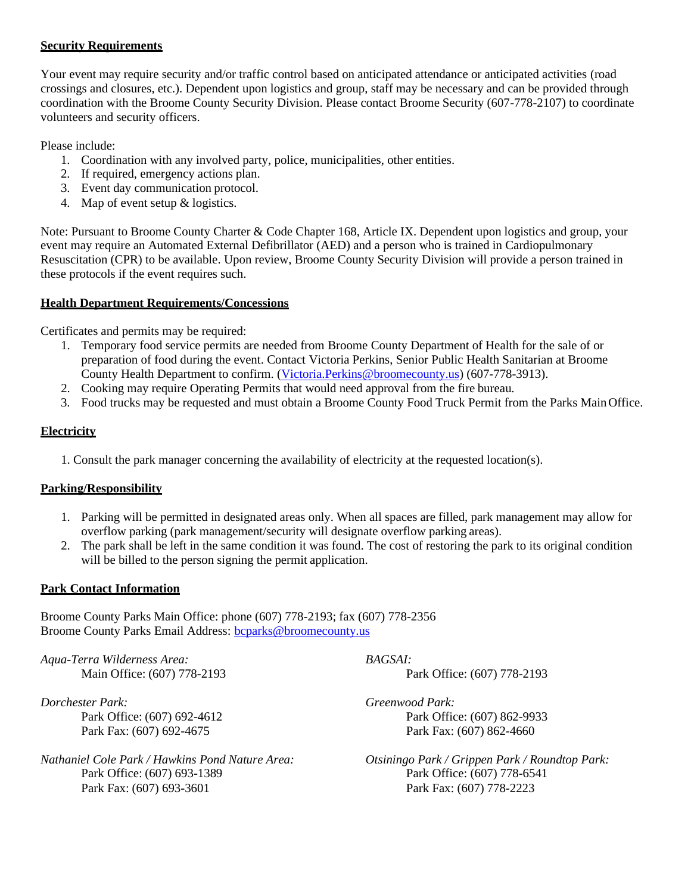**Security Requirements**

Your event may require security and/or traffic control based on anticipated attendance or anticipated activities (road crossings and closures, etc.). Dependent upon logistics and group, staff may be necessary and can be provided through coordination with the Broome County Security Division. Please contact Broome Security (607-778-2107) to coordinate volunteers and security officers.

Please include:

1. Coordination with any involved party, police, municipalities, other entities.
2. If required, emergency actions plan.
3. Event day communication protocol.
4. Map of event setup & logistics.

Note: Pursuant to Broome County Charter & Code Chapter 168, Article IX. Dependent upon logistics and group, your event may require an Automated External Defibrillator (AED) and a person who is trained in Cardiopulmonary Resuscitation (CPR) to be available. Upon review, Broome County Security Division will provide a person trained in these protocols if the event requires such.

**Health Department Requirements/Concessions**

Certificates and permits may be required:

1. Temporary food service permits are needed from Broome County Department of Health for the sale of or preparation of food during the event. Contact Victoria Perkins, Senior Public Health Sanitarian at Broome County Health Department to confirm. (Victoria.Perkins@broomecounty.us) (607-778-3913).
2. Cooking may require Operating Permits that would need approval from the fire bureau.
3. Food trucks may be requested and must obtain a Broome County Food Truck Permit from the Parks Main Office.

**Electricity**

1. Consult the park manager concerning the availability of electricity at the requested location(s).

**Parking/Responsibility**

1. Parking will be permitted in designated areas only. When all spaces are filled, park management may allow for overflow parking (park management/security will designate overflow parking areas).
2. The park shall be left in the same condition it was found. The cost of restoring the park to its original condition will be billed to the person signing the permit application.

**Park Contact Information**

Broome County Parks Main Office: phone (607) 778-2193; fax (607) 778-2356
Broome County Parks Email Address: bcparks@broomecounty.us

*Aqua-Terra Wilderness Area:*
Main Office: (607) 778-2193

*BAGSAI:*
Park Office: (607) 778-2193

*Dorchester Park:*
Park Office: (607) 692-4612
Park Fax: (607) 692-4675

*Greenwood Park:*
Park Office: (607) 862-9933
Park Fax: (607) 862-4660

*Nathaniel Cole Park / Hawkins Pond Nature Area:*
Park Office: (607) 693-1389
Park Fax: (607) 693-3601

*Otsiningo Park / Grippen Park / Roundtop Park:*
Park Office: (607) 778-6541
Park Fax: (607) 778-2223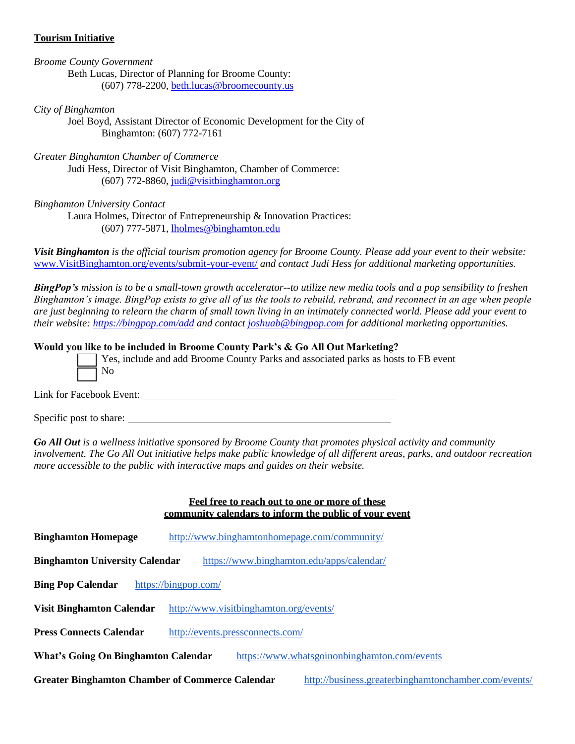**Tourism Initiative**

*Broome County Government*

Beth Lucas, Director of Planning for Broome County:
(607) 778-2200, beth.lucas@broomecounty.us

*City of Binghamton*

Joel Boyd, Assistant Director of Economic Development for the City of Binghamton: (607) 772-7161

*Greater Binghamton Chamber of Commerce*

Judi Hess, Director of Visit Binghamton, Chamber of Commerce:
(607) 772-8860, judi@visitbinghamton.org

*Binghamton University Contact*

Laura Holmes, Director of Entrepreneurship & Innovation Practices:
(607) 777-5871, lholmes@binghamton.edu

***Visit Binghamton** is the official tourism promotion agency for Broome County. Please add your event to their website:* www.VisitBinghamton.org/events/submit-your-event/ *and contact Judi Hess for additional marketing opportunities.*

***BingPop's** mission is to be a small-town growth accelerator--to utilize new media tools and a pop sensibility to freshen Binghamton's image. BingPop exists to give all of us the tools to rebuild, rebrand, and reconnect in an age when people are just beginning to relearn the charm of small town living in an intimately connected world. Please add your event to their website: https://bingpop.com/add and contact joshuab@bingpop.com for additional marketing opportunities.*

**Would you like to be included in Broome County Park's & Go All Out Marketing?**

- ☐ Yes, include and add Broome County Parks and associated parks as hosts to FB event
- ☐ No

Link for Facebook Event: ____________________________________________

Specific post to share: ____________________________________________

***Go All Out** is a wellness initiative sponsored by Broome County that promotes physical activity and community involvement. The Go All Out initiative helps make public knowledge of all different areas, parks, and outdoor recreation more accessible to the public with interactive maps and guides on their website.*

**Feel free to reach out to one or more of these community calendars to inform the public of your event**

**Binghamton Homepage** http://www.binghamtonhomepage.com/community/

**Binghamton University Calendar** https://www.binghamton.edu/apps/calendar/

**Bing Pop Calendar** https://bingpop.com/

**Visit Binghamton Calendar** http://www.visitbinghamton.org/events/

**Press Connects Calendar** http://events.pressconnects.com/

**What's Going On Binghamton Calendar** https://www.whatsgoinonbinghamton.com/events

**Greater Binghamton Chamber of Commerce Calendar** http://business.greaterbinghamtonchamber.com/events/